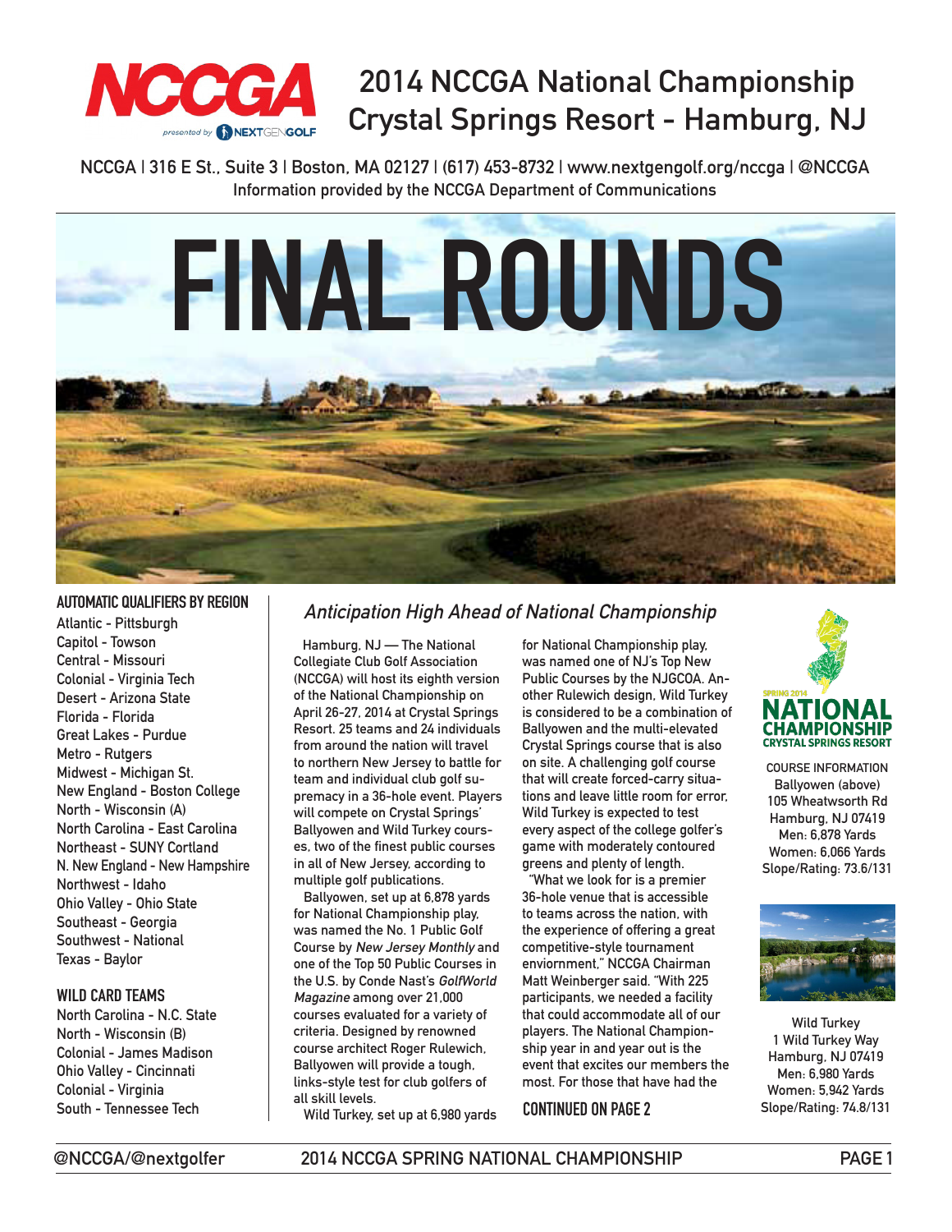# 2014 NCCGA National Championship
# Crystal Springs Resort - Hamburg, NJ

NCCGA | 316 E St., Suite 3 | Boston, MA 02127 | (617) 453-8732 | www.nextgengolf.org/nccga | @NCCGA
Information provided by the NCCGA Department of Communications

# FINAL ROUNDS

### AUTOMATIC QUALIFIERS BY REGION

Atlantic - Pittsburgh
Capitol - Towson
Central - Missouri
Colonial - Virginia Tech
Desert - Arizona State
Florida - Florida
Great Lakes - Purdue
Metro - Rutgers
Midwest - Michigan St.
New England - Boston College
North - Wisconsin (A)
North Carolina - East Carolina
Northeast - SUNY Cortland
N. New England - New Hampshire
Northwest - Idaho
Ohio Valley - Ohio State
Southeast - Georgia
Southwest - National
Texas - Baylor

### WILD CARD TEAMS

North Carolina - N.C. State
North - Wisconsin (B)
Colonial - James Madison
Ohio Valley - Cincinnati
Colonial - Virginia
South - Tennessee Tech

## *Anticipation High Ahead of National Championship*

Hamburg, NJ — The National Collegiate Club Golf Association (NCCGA) will host its eighth version of the National Championship on April 26-27, 2014 at Crystal Springs Resort. 25 teams and 24 individuals from around the nation will travel to northern New Jersey to battle for team and individual club golf supremacy in a 36-hole event. Players will compete on Crystal Springs' Ballyowen and Wild Turkey courses, two of the finest public courses in all of New Jersey, according to multiple golf publications.

Ballyowen, set up at 6,878 yards for National Championship play, was named the No. 1 Public Golf Course by *New Jersey Monthly* and one of the Top 50 Public Courses in the U.S. by Conde Nast's *GolfWorld Magazine* among over 21,000 courses evaluated for a variety of criteria. Designed by renowned course architect Roger Rulewich, Ballyowen will provide a tough, links-style test for club golfers of all skill levels.

Wild Turkey, set up at 6,980 yards for National Championship play, was named one of NJ's Top New Public Courses by the NJGCOA. Another Rulewich design, Wild Turkey is considered to be a combination of Ballyowen and the multi-elevated Crystal Springs course that is also on site. A challenging golf course that will create forced-carry situations and leave little room for error, Wild Turkey is expected to test every aspect of the college golfer's game with moderately contoured greens and plenty of length.

"What we look for is a premier 36-hole venue that is accessible to teams across the nation, with the experience of offering a great competitive-style tournament enviornment," NCCGA Chairman Matt Weinberger said. "With 225 participants, we needed a facility that could accommodate all of our players. The National Championship year in and year out is the event that excites our members the most. For those that have had the

**CONTINUED ON PAGE 2**

SPRING 2014
NATIONAL CHAMPIONSHIP
CRYSTAL SPRINGS RESORT

COURSE INFORMATION
Ballyowen (above)
105 Wheatwsorth Rd
Hamburg, NJ 07419
Men: 6,878 Yards
Women: 6,066 Yards
Slope/Rating: 73.6/131

Wild Turkey
1 Wild Turkey Way
Hamburg, NJ 07419
Men: 6,980 Yards
Women: 5,942 Yards
Slope/Rating: 74.8/131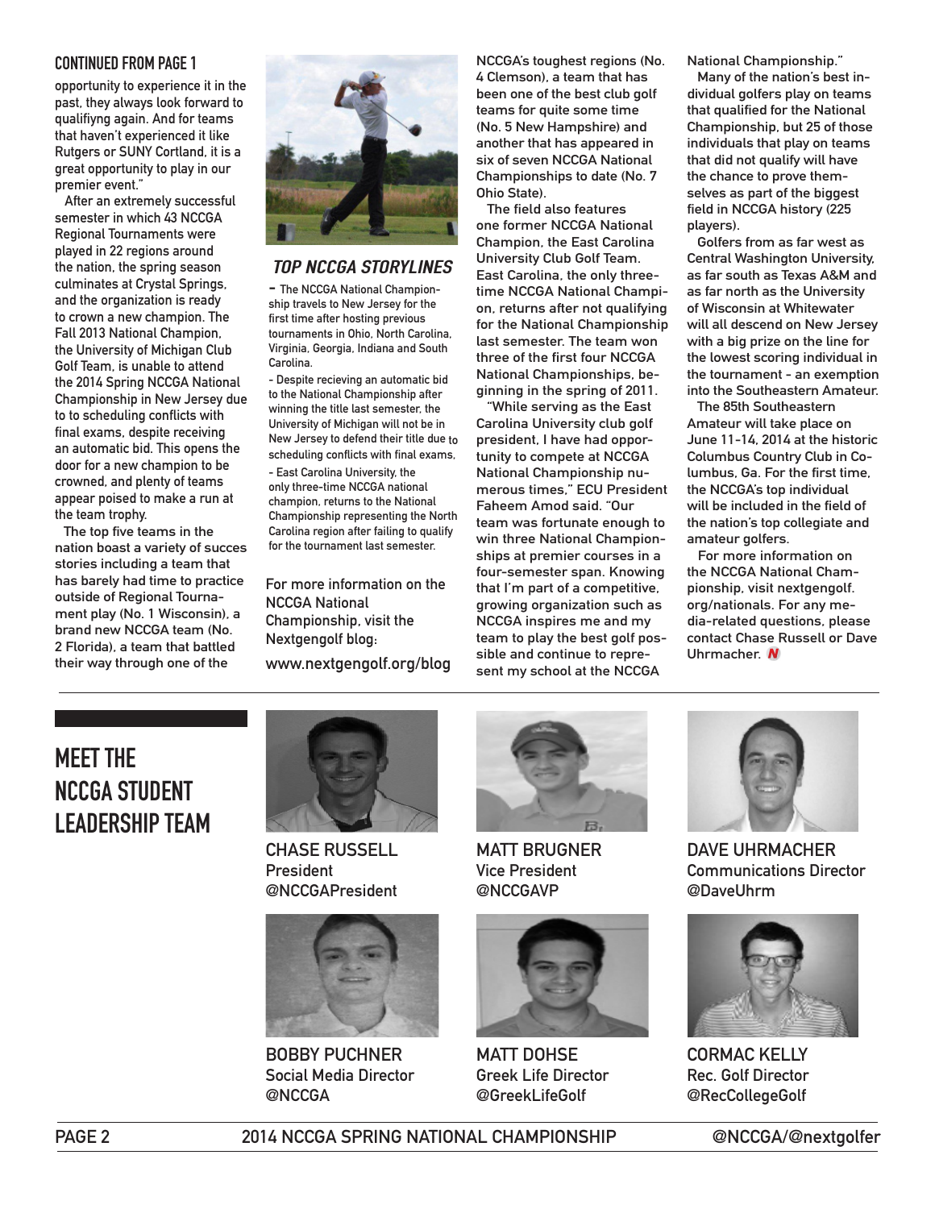**CONTINUED FROM PAGE 1**

opportunity to experience it in the past, they always look forward to qualifiyng again. And for teams that haven't experienced it like Rutgers or SUNY Cortland, it is a great opportunity to play in our premier event."

After an extremely successful semester in which 43 NCCGA Regional Tournaments were played in 22 regions around the nation, the spring season culminates at Crystal Springs, and the organization is ready to crown a new champion. The Fall 2013 National Champion, the University of Michigan Club Golf Team, is unable to attend the 2014 Spring NCCGA National Championship in New Jersey due to to scheduling conflicts with final exams, despite receiving an automatic bid. This opens the door for a new champion to be crowned, and plenty of teams appear poised to make a run at the team trophy.

The top five teams in the nation boast a variety of succes stories including a team that has barely had time to practice outside of Regional Tournament play (No. 1 Wisconsin), a brand new NCCGA team (No. 2 Florida), a team that battled their way through one of the NCCGA's toughest regions (No. 4 Clemson), a team that has been one of the best club golf teams for quite some time (No. 5 New Hampshire) and another that has appeared in six of seven NCCGA National Championships to date (No. 7 Ohio State).

The field also features one former NCCGA National Champion, the East Carolina University Club Golf Team. East Carolina, the only three-time NCCGA National Champion, returns after not qualifying for the National Championship last semester. The team won three of the first four NCCGA National Championships, beginning in the spring of 2011.

"While serving as the East Carolina University club golf president, I have had opportunity to compete at NCCGA National Championship numerous times," ECU President Faheem Amod said. "Our team was fortunate enough to win three National Championships at premier courses in a four-semester span. Knowing that I'm part of a competitive, growing organization such as NCCGA inspires me and my team to play the best golf possible and continue to represent my school at the NCCGA National Championship."

Many of the nation's best individual golfers play on teams that qualified for the National Championship, but 25 of those individuals that play on teams that did not qualify will have the chance to prove themselves as part of the biggest field in NCCGA history (225 players).

Golfers from as far west as Central Washington University, as far south as Texas A&M and as far north as the University of Wisconsin at Whitewater will all descend on New Jersey with a big prize on the line for the lowest scoring individual in the tournament - an exemption into the Southeastern Amateur.

The 85th Southeastern Amateur will take place on June 11-14, 2014 at the historic Columbus Country Club in Columbus, Ga. For the first time, the NCCGA's top individual will be included in the field of the nation's top collegiate and amateur golfers.

For more information on the NCCGA National Championship, visit nextgengolf.org/nationals. For any media-related questions, please contact Chase Russell or Dave Uhrmacher.

### *TOP NCCGA STORYLINES*

- The NCCGA National Championship travels to New Jersey for the first time after hosting previous tournaments in Ohio, North Carolina, Virginia, Georgia, Indiana and South Carolina.
- Despite recieving an automatic bid to the National Championship after winning the title last semester, the University of Michigan will not be in New Jersey to defend their title due to scheduling conflicts with final exams.
- East Carolina University, the only three-time NCCGA national champion, returns to the National Championship representing the North Carolina region after failing to qualify for the tournament last semester.

For more information on the NCCGA National Championship, visit the Nextgengolf blog: www.nextgengolf.org/blog

## MEET THE NCCGA STUDENT LEADERSHIP TEAM

**CHASE RUSSELL**
President
@NCCGAPresident

**MATT BRUGNER**
Vice President
@NCCGAVP

**DAVE UHRMACHER**
Communications Director
@DaveUhrm

**BOBBY PUCHNER**
Social Media Director
@NCCGA

**MATT DOHSE**
Greek Life Director
@GreekLifeGolf

**CORMAC KELLY**
Rec. Golf Director
@RecCollegeGolf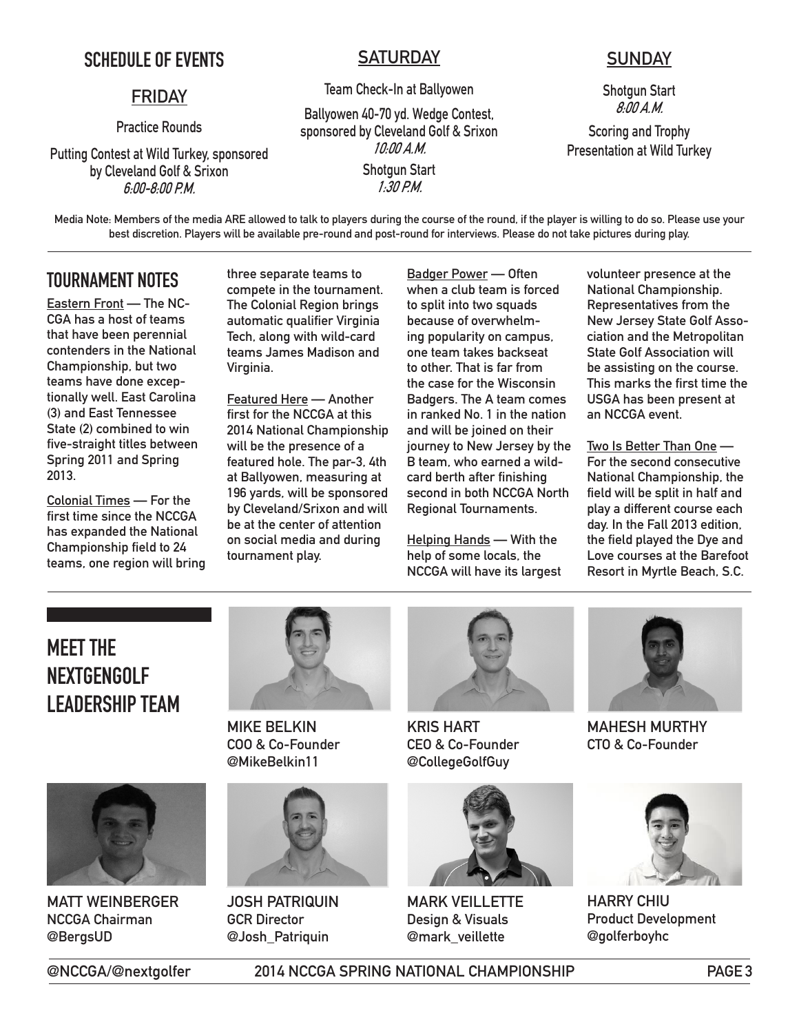## SCHEDULE OF EVENTS

### FRIDAY

Practice Rounds

Putting Contest at Wild Turkey, sponsored by Cleveland Golf & Srixon
*6:00-8:00 P.M.*

### SATURDAY

Team Check-In at Ballyowen

Ballyowen 40-70 yd. Wedge Contest, sponsored by Cleveland Golf & Srixon
*10:00 A.M.*

Shotgun Start
*1:30 P.M.*

### SUNDAY

Shotgun Start
*8:00 A.M.*

Scoring and Trophy Presentation at Wild Turkey

Media Note: Members of the media ARE allowed to talk to players during the course of the round, if the player is willing to do so. Please use your best discretion. Players will be available pre-round and post-round for interviews. Please do not take pictures during play.

## TOURNAMENT NOTES

Eastern Front — The NCCGA has a host of teams that have been perennial contenders in the National Championship, but two teams have done exceptionally well. East Carolina (3) and East Tennessee State (2) combined to win five-straight titles between Spring 2011 and Spring 2013.

Colonial Times — For the first time since the NCCGA has expanded the National Championship field to 24 teams, one region will bring three separate teams to compete in the tournament. The Colonial Region brings automatic qualifier Virginia Tech, along with wild-card teams James Madison and Virginia.

Featured Here — Another first for the NCCGA at this 2014 National Championship will be the presence of a featured hole. The par-3, 4th at Ballyowen, measuring at 196 yards, will be sponsored by Cleveland/Srixon and will be at the center of attention on social media and during tournament play.

Badger Power — Often when a club team is forced to split into two squads because of overwhelming popularity on campus, one team takes backseat to other. That is far from the case for the Wisconsin Badgers. The A team comes in ranked No. 1 in the nation and will be joined on their journey to New Jersey by the B team, who earned a wild-card berth after finishing second in both NCCGA North Regional Tournaments.

Helping Hands — With the help of some locals, the NCCGA will have its largest volunteer presence at the National Championship. Representatives from the New Jersey State Golf Association and the Metropolitan State Golf Association will be assisting on the course. This marks the first time the USGA has been present at an NCCGA event.

Two Is Better Than One — For the second consecutive National Championship, the field will be split in half and play a different course each day. In the Fall 2013 edition, the field played the Dye and Love courses at the Barefoot Resort in Myrtle Beach, S.C.

## MEET THE NEXTGENGOLF LEADERSHIP TEAM

**MIKE BELKIN**
COO & Co-Founder
@MikeBelkin11

**KRIS HART**
CEO & Co-Founder
@CollegeGolfGuy

**MAHESH MURTHY**
CTO & Co-Founder

**MATT WEINBERGER**
NCCGA Chairman
@BergsUD

**JOSH PATRIQUIN**
GCR Director
@Josh_Patriquin

**MARK VEILLETTE**
Design & Visuals
@mark_veillette

**HARRY CHIU**
Product Development
@golferboyhc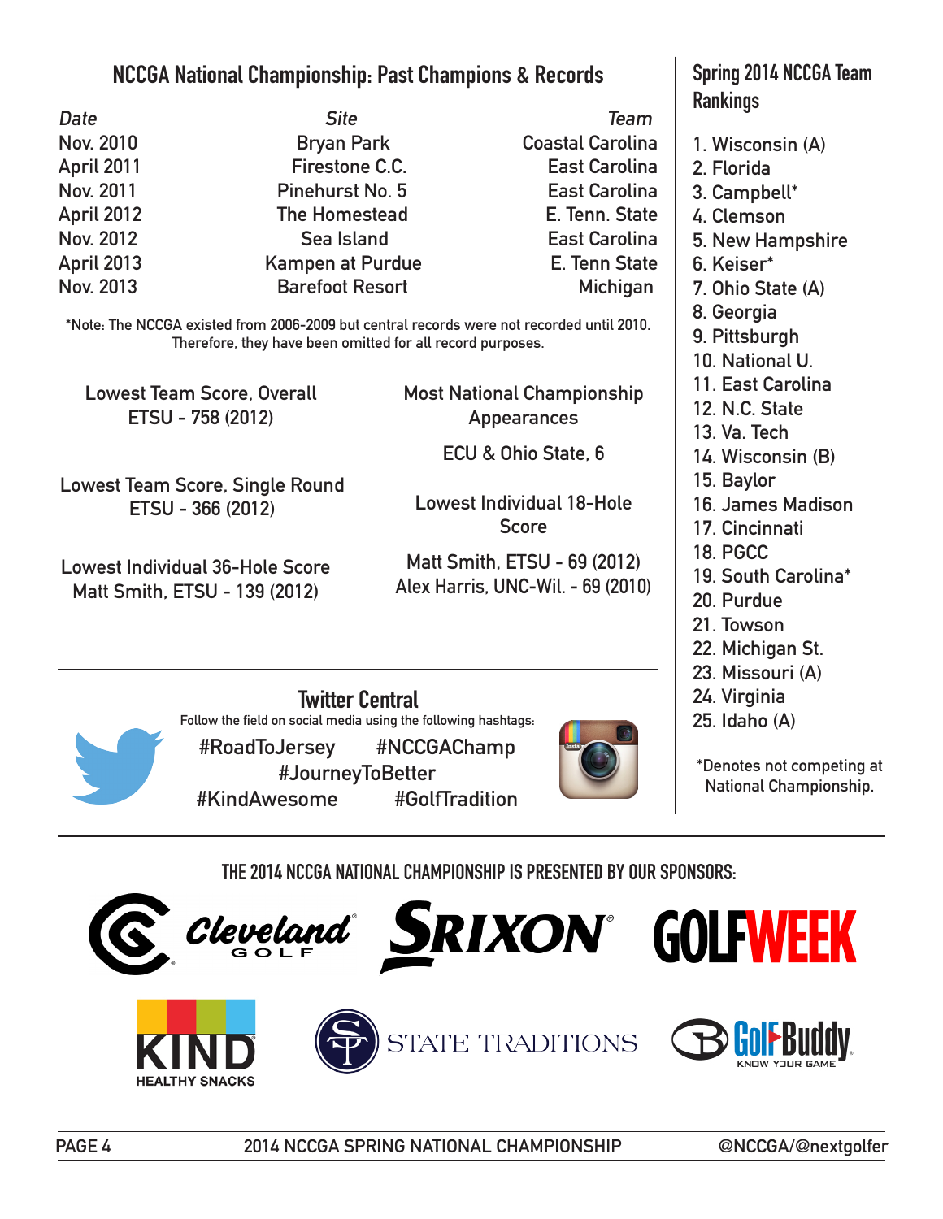## NCCGA National Championship: Past Champions & Records

| Date | Site | Team |
|---|---|---|
| Nov. 2010 | Bryan Park | Coastal Carolina |
| April 2011 | Firestone C.C. | East Carolina |
| Nov. 2011 | Pinehurst No. 5 | East Carolina |
| April 2012 | The Homestead | E. Tenn. State |
| Nov. 2012 | Sea Island | East Carolina |
| April 2013 | Kampen at Purdue | E. Tenn State |
| Nov. 2013 | Barefoot Resort | Michigan |

*Note: The NCCGA existed from 2006-2009 but central records were not recorded until 2010. Therefore, they have been omitted for all record purposes.

**Lowest Team Score, Overall**
ETSU - 758 (2012)

**Lowest Team Score, Single Round**
ETSU - 366 (2012)

**Lowest Individual 36-Hole Score**
Matt Smith, ETSU - 139 (2012)

**Most National Championship Appearances**
ECU & Ohio State, 6

**Lowest Individual 18-Hole Score**
Matt Smith, ETSU - 69 (2012)
Alex Harris, UNC-Wil. - 69 (2010)

## Twitter Central

Follow the field on social media using the following hashtags:

#RoadToJersey #NCCGAChamp
#JourneyToBetter
#KindAwesome #GolfTradition

## Spring 2014 NCCGA Team Rankings

1. Wisconsin (A)
2. Florida
3. Campbell*
4. Clemson
5. New Hampshire
6. Keiser*
7. Ohio State (A)
8. Georgia
9. Pittsburgh
10. National U.
11. East Carolina
12. N.C. State
13. Va. Tech
14. Wisconsin (B)
15. Baylor
16. James Madison
17. Cincinnati
18. PGCC
19. South Carolina*
20. Purdue
21. Towson
22. Michigan St.
23. Missouri (A)
24. Virginia
25. Idaho (A)

*Denotes not competing at National Championship.

### THE 2014 NCCGA NATIONAL CHAMPIONSHIP IS PRESENTED BY OUR SPONSORS:

Cleveland GOLF · SRIXON · GOLFWEEK · KIND HEALTHY SNACKS · STATE TRADITIONS · GolfBuddy KNOW YOUR GAME